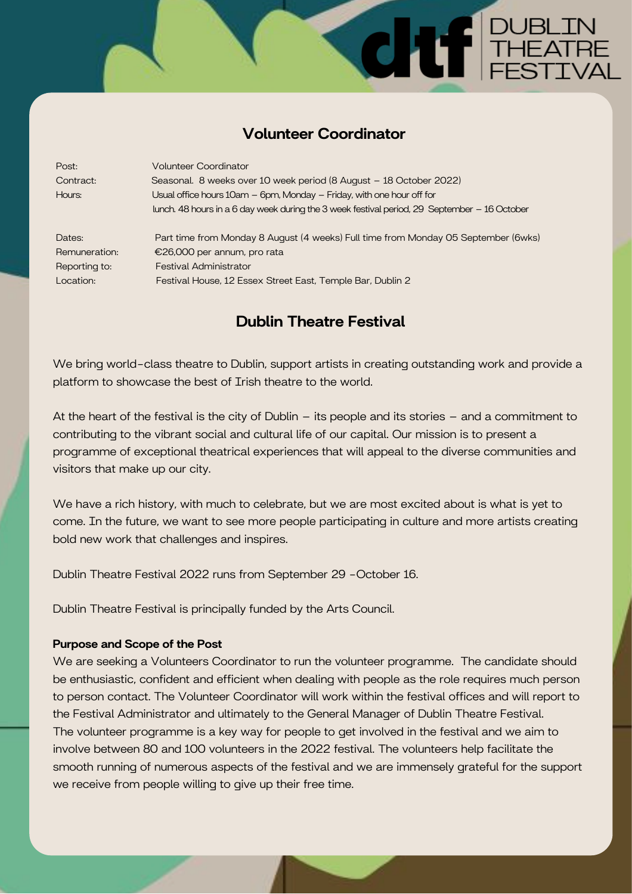# Volunteer Coordinator

| | |
|---|---|
| Post: | Volunteer Coordinator |
| Contract: | Seasonal. 8 weeks over 10 week period (8 August – 18 October 2022) |
| Hours: | Usual office hours 10am – 6pm, Monday – Friday, with one hour off for lunch. 48 hours in a 6 day week during the 3 week festival period, 29 September – 16 October |
| Dates: | Part time from Monday 8 August (4 weeks) Full time from Monday 05 September (6wks) |
| Remuneration: | €26,000 per annum, pro rata |
| Reporting to: | Festival Administrator |
| Location: | Festival House, 12 Essex Street East, Temple Bar, Dublin 2 |

## Dublin Theatre Festival

We bring world-class theatre to Dublin, support artists in creating outstanding work and provide a platform to showcase the best of Irish theatre to the world.

At the heart of the festival is the city of Dublin – its people and its stories – and a commitment to contributing to the vibrant social and cultural life of our capital. Our mission is to present a programme of exceptional theatrical experiences that will appeal to the diverse communities and visitors that make up our city.

We have a rich history, with much to celebrate, but we are most excited about is what is yet to come. In the future, we want to see more people participating in culture and more artists creating bold new work that challenges and inspires.

Dublin Theatre Festival 2022 runs from September 29 -October 16.

Dublin Theatre Festival is principally funded by the Arts Council.

**Purpose and Scope of the Post**

We are seeking a Volunteers Coordinator to run the volunteer programme. The candidate should be enthusiastic, confident and efficient when dealing with people as the role requires much person to person contact. The Volunteer Coordinator will work within the festival offices and will report to the Festival Administrator and ultimately to the General Manager of Dublin Theatre Festival. The volunteer programme is a key way for people to get involved in the festival and we aim to involve between 80 and 100 volunteers in the 2022 festival. The volunteers help facilitate the smooth running of numerous aspects of the festival and we are immensely grateful for the support we receive from people willing to give up their free time.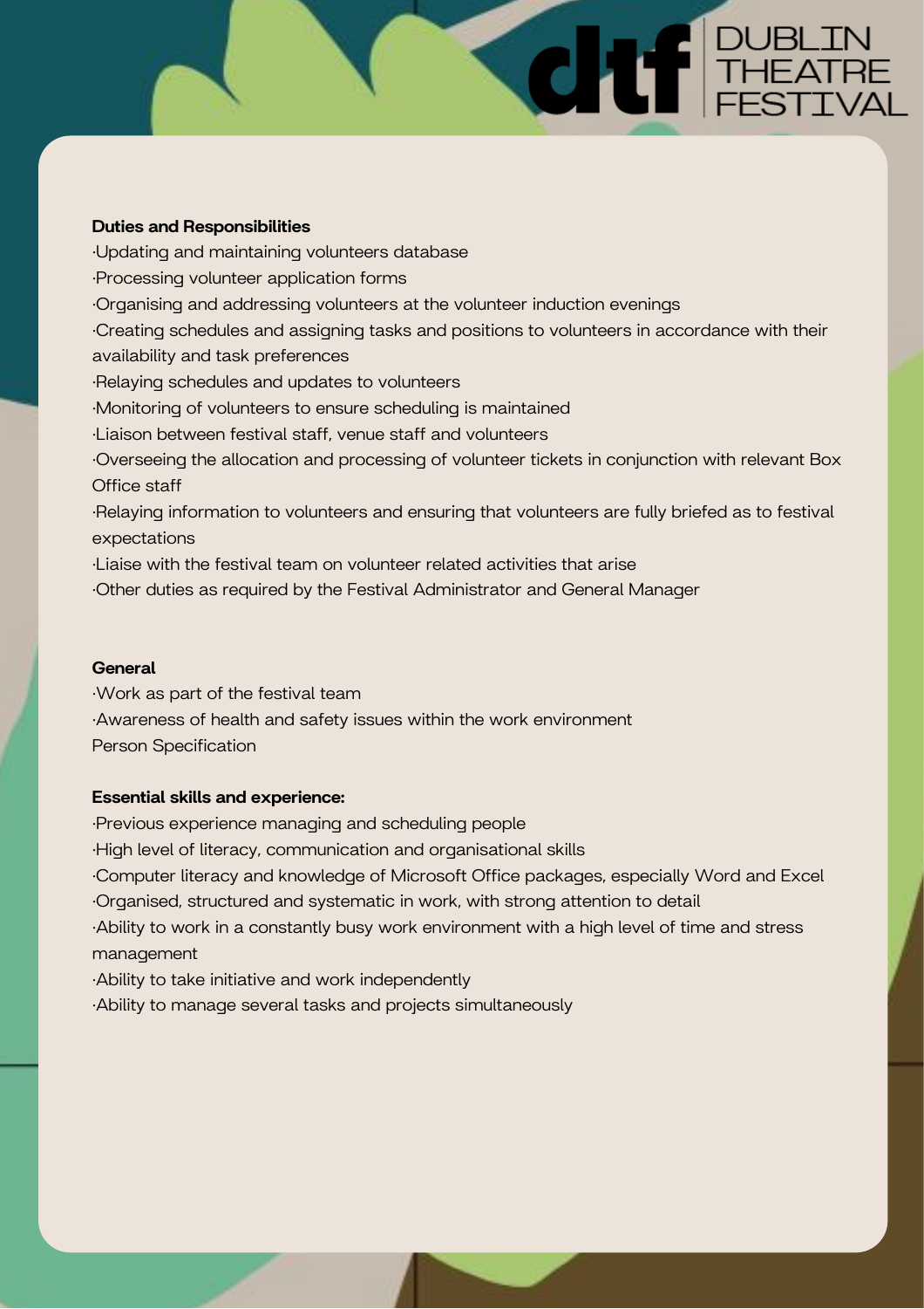**Duties and Responsibilities**

·Updating and maintaining volunteers database

·Processing volunteer application forms

·Organising and addressing volunteers at the volunteer induction evenings

·Creating schedules and assigning tasks and positions to volunteers in accordance with their availability and task preferences

·Relaying schedules and updates to volunteers

·Monitoring of volunteers to ensure scheduling is maintained

·Liaison between festival staff, venue staff and volunteers

·Overseeing the allocation and processing of volunteer tickets in conjunction with relevant Box Office staff

·Relaying information to volunteers and ensuring that volunteers are fully briefed as to festival expectations

·Liaise with the festival team on volunteer related activities that arise

·Other duties as required by the Festival Administrator and General Manager

**General**

·Work as part of the festival team

·Awareness of health and safety issues within the work environment

Person Specification

**Essential skills and experience:**

·Previous experience managing and scheduling people

·High level of literacy, communication and organisational skills

·Computer literacy and knowledge of Microsoft Office packages, especially Word and Excel

·Organised, structured and systematic in work, with strong attention to detail

·Ability to work in a constantly busy work environment with a high level of time and stress management

·Ability to take initiative and work independently

·Ability to manage several tasks and projects simultaneously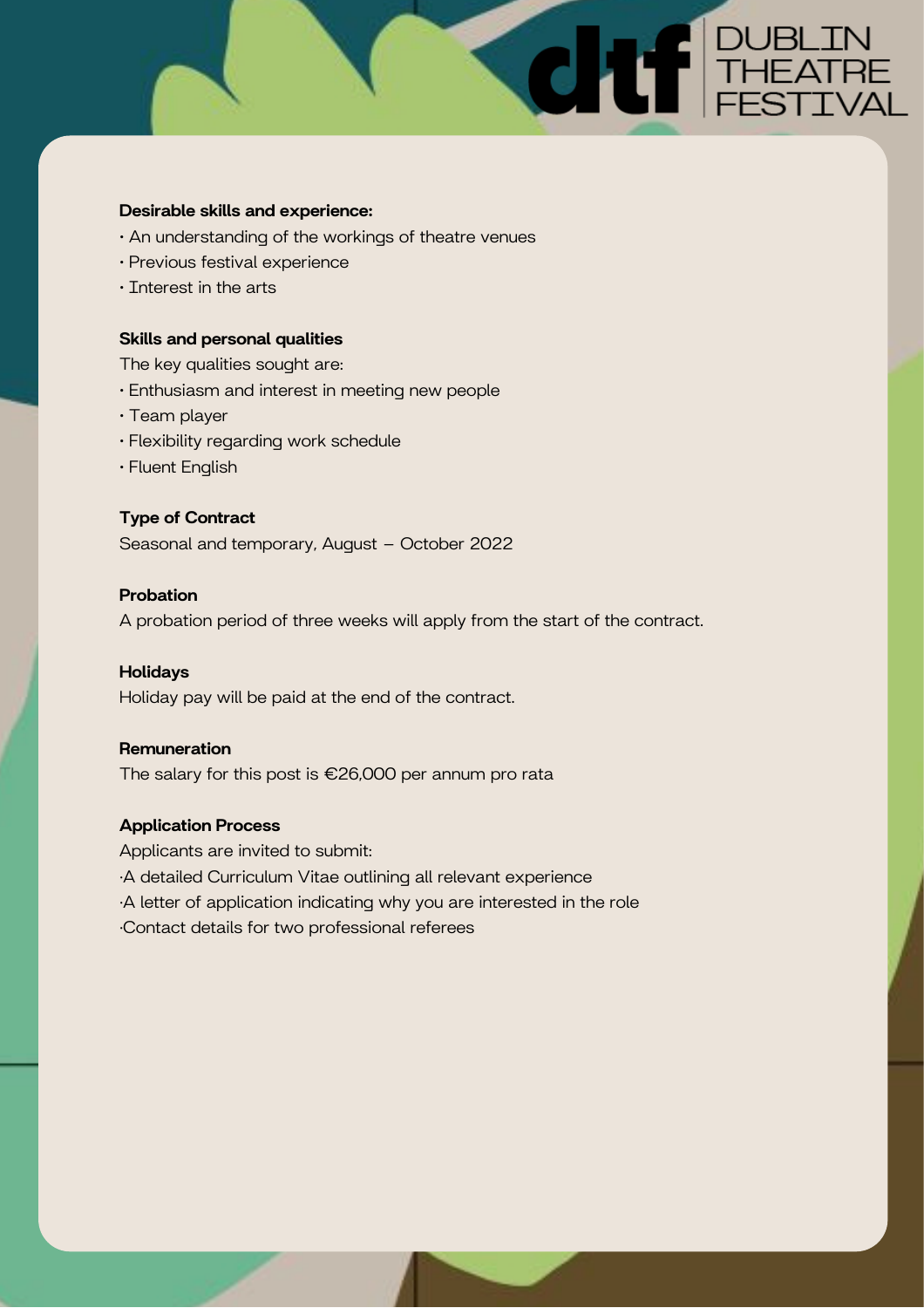**Desirable skills and experience:**

- An understanding of the workings of theatre venues
- Previous festival experience
- Interest in the arts

**Skills and personal qualities**

The key qualities sought are:

- Enthusiasm and interest in meeting new people
- Team player
- Flexibility regarding work schedule
- Fluent English

**Type of Contract**

Seasonal and temporary, August – October 2022

**Probation**

A probation period of three weeks will apply from the start of the contract.

**Holidays**

Holiday pay will be paid at the end of the contract.

**Remuneration**

The salary for this post is €26,000 per annum pro rata

**Application Process**

Applicants are invited to submit:

- A detailed Curriculum Vitae outlining all relevant experience
- A letter of application indicating why you are interested in the role
- Contact details for two professional referees